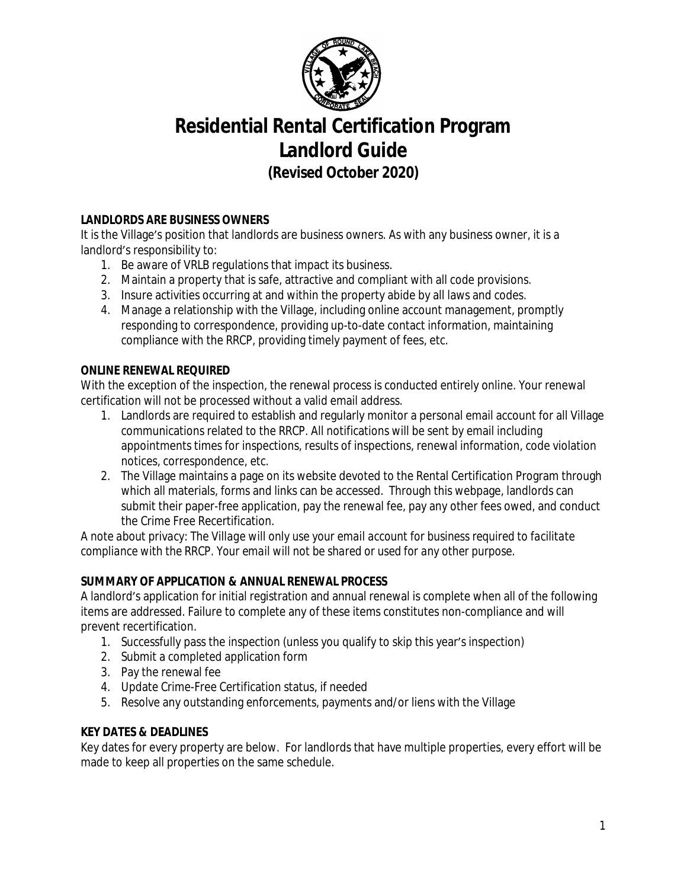# Residential Rental Certification Program
# Landlord Guide
### (Revised October 2020)

**LANDLORDS ARE BUSINESS OWNERS**

It is the Village's position that landlords are business owners. As with any business owner, it is a landlord's responsibility to:

1. Be aware of VRLB regulations that impact its business.
2. Maintain a property that is safe, attractive and compliant with all code provisions.
3. Insure activities occurring at and within the property abide by all laws and codes.
4. Manage a relationship with the Village, including online account management, promptly responding to correspondence, providing up-to-date contact information, maintaining compliance with the RRCP, providing timely payment of fees, etc.

**ONLINE RENEWAL REQUIRED**

With the exception of the inspection, the renewal process is conducted entirely online. Your renewal certification will not be processed without a valid email address.

1. Landlords are required to establish and regularly monitor a personal email account for all Village communications related to the RRCP. All notifications will be sent by email including appointments times for inspections, results of inspections, renewal information, code violation notices, correspondence, etc.
2. The Village maintains a page on its website devoted to the Rental Certification Program through which all materials, forms and links can be accessed. Through this webpage, landlords can submit their paper-free application, pay the renewal fee, pay any other fees owed, and conduct the Crime Free Recertification.

*A note about privacy: The Village will only use your email account for business required to facilitate compliance with the RRCP. Your email will not be shared or used for any other purpose.*

**SUMMARY OF APPLICATION & ANNUAL RENEWAL PROCESS**

A landlord's application for initial registration and annual renewal is complete when all of the following items are addressed. Failure to complete any of these items constitutes non-compliance and will prevent recertification.

1. Successfully pass the inspection (unless you qualify to skip this year's inspection)
2. Submit a completed application form
3. Pay the renewal fee
4. Update Crime-Free Certification status, if needed
5. Resolve any outstanding enforcements, payments and/or liens with the Village

**KEY DATES & DEADLINES**

Key dates for every property are below. For landlords that have multiple properties, every effort will be made to keep all properties on the same schedule.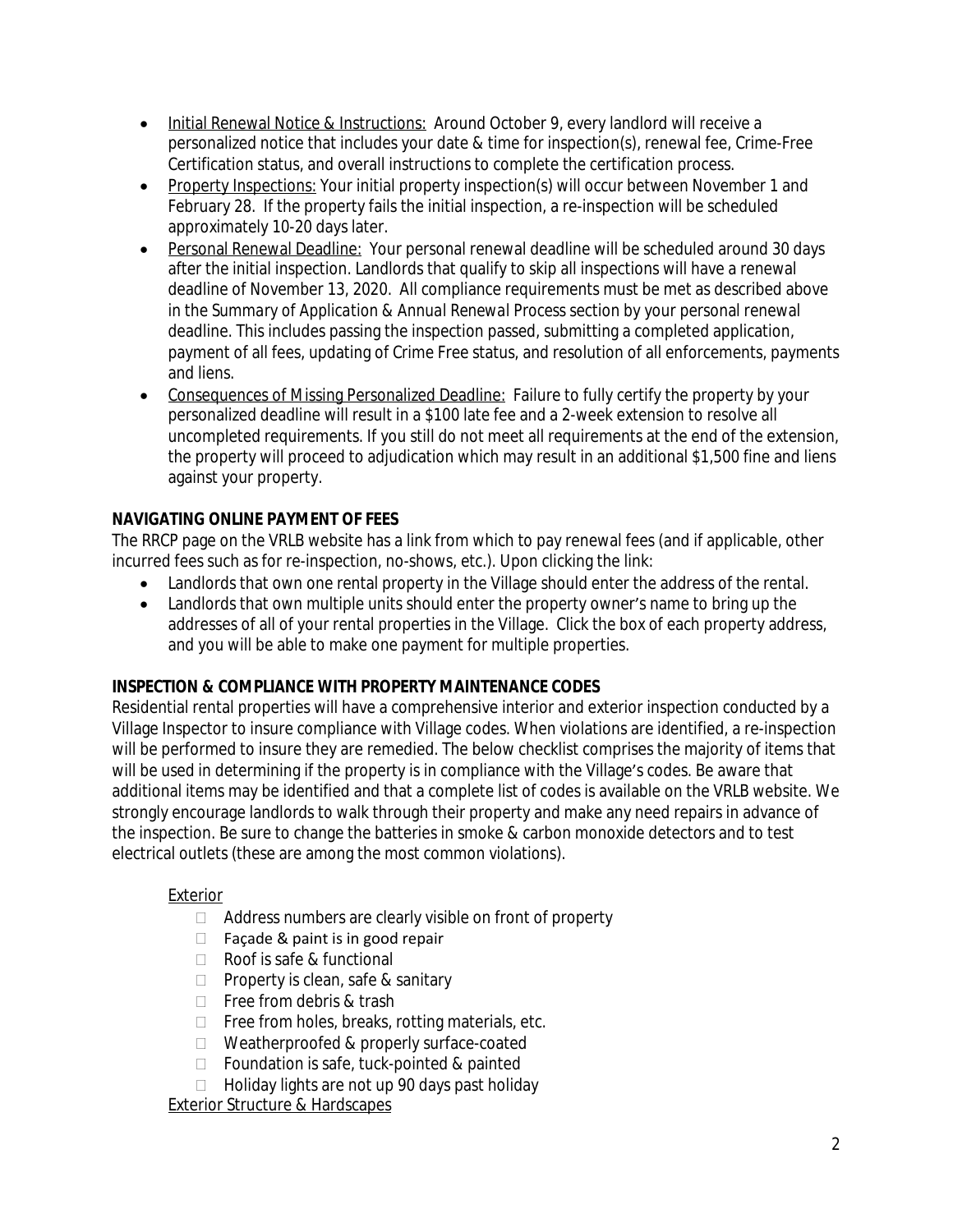- Initial Renewal Notice & Instructions: Around October 9, every landlord will receive a personalized notice that includes your date & time for inspection(s), renewal fee, Crime-Free Certification status, and overall instructions to complete the certification process.
- Property Inspections: Your initial property inspection(s) will occur between November 1 and February 28. If the property fails the initial inspection, a re-inspection will be scheduled approximately 10-20 days later.
- Personal Renewal Deadline: Your personal renewal deadline will be scheduled around 30 days after the initial inspection. Landlords that qualify to skip all inspections will have a renewal deadline of November 13, 2020. All compliance requirements must be met as described above in the *Summary of Application & Annual Renewal Process* section by your personal renewal deadline. This includes passing the inspection passed, submitting a completed application, payment of all fees, updating of Crime Free status, and resolution of all enforcements, payments and liens.
- Consequences of Missing Personalized Deadline: Failure to fully certify the property by your personalized deadline will result in a $100 late fee and a 2-week extension to resolve all uncompleted requirements. If you still do not meet all requirements at the end of the extension, the property will proceed to adjudication which may result in an additional $1,500 fine and liens against your property.

**NAVIGATING ONLINE PAYMENT OF FEES**

The RRCP page on the VRLB website has a link from which to pay renewal fees (and if applicable, other incurred fees such as for re-inspection, no-shows, etc.). Upon clicking the link:

- Landlords that own one rental property in the Village should enter the address of the rental.
- Landlords that own multiple units should enter the property owner's name to bring up the addresses of all of your rental properties in the Village. Click the box of each property address, and you will be able to make one payment for multiple properties.

**INSPECTION & COMPLIANCE WITH PROPERTY MAINTENANCE CODES**

Residential rental properties will have a comprehensive interior and exterior inspection conducted by a Village Inspector to insure compliance with Village codes. When violations are identified, a re-inspection will be performed to insure they are remedied. The below checklist comprises the majority of items that will be used in determining if the property is in compliance with the Village's codes. Be aware that additional items may be identified and that a complete list of codes is available on the VRLB website. We strongly encourage landlords to walk through their property and make any need repairs in advance of the inspection. Be sure to change the batteries in smoke & carbon monoxide detectors and to test electrical outlets (these are among the most common violations).

Exterior

- ☐ Address numbers are clearly visible on front of property
- ☐ Façade & paint is in good repair
- ☐ Roof is safe & functional
- ☐ Property is clean, safe & sanitary
- ☐ Free from debris & trash
- ☐ Free from holes, breaks, rotting materials, etc.
- ☐ Weatherproofed & properly surface-coated
- ☐ Foundation is safe, tuck-pointed & painted
- ☐ Holiday lights are not up 90 days past holiday

Exterior Structure & Hardscapes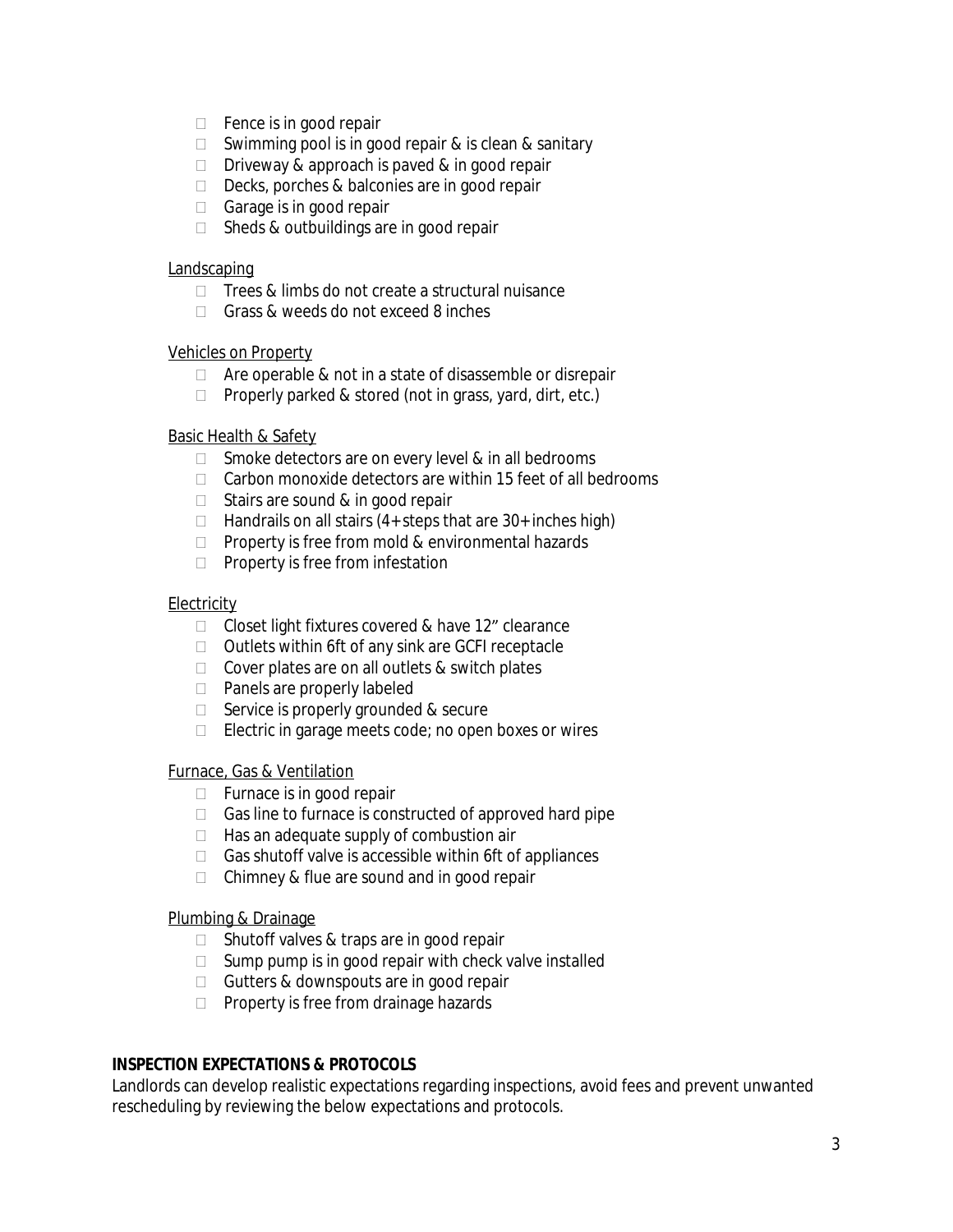- ☐ Fence is in good repair
- ☐ Swimming pool is in good repair & is clean & sanitary
- ☐ Driveway & approach is paved & in good repair
- ☐ Decks, porches & balconies are in good repair
- ☐ Garage is in good repair
- ☐ Sheds & outbuildings are in good repair

<u>Landscaping</u>

- ☐ Trees & limbs do not create a structural nuisance
- ☐ Grass & weeds do not exceed 8 inches

<u>Vehicles on Property</u>

- ☐ Are operable & not in a state of disassemble or disrepair
- ☐ Properly parked & stored (not in grass, yard, dirt, etc.)

<u>Basic Health & Safety</u>

- ☐ Smoke detectors are on every level & in all bedrooms
- ☐ Carbon monoxide detectors are within 15 feet of all bedrooms
- ☐ Stairs are sound & in good repair
- ☐ Handrails on all stairs (4+ steps that are 30+ inches high)
- ☐ Property is free from mold & environmental hazards
- ☐ Property is free from infestation

<u>Electricity</u>

- ☐ Closet light fixtures covered & have 12" clearance
- ☐ Outlets within 6ft of any sink are GCFI receptacle
- ☐ Cover plates are on all outlets & switch plates
- ☐ Panels are properly labeled
- ☐ Service is properly grounded & secure
- ☐ Electric in garage meets code; no open boxes or wires

<u>Furnace, Gas & Ventilation</u>

- ☐ Furnace is in good repair
- ☐ Gas line to furnace is constructed of approved hard pipe
- ☐ Has an adequate supply of combustion air
- ☐ Gas shutoff valve is accessible within 6ft of appliances
- ☐ Chimney & flue are sound and in good repair

<u>Plumbing & Drainage</u>

- ☐ Shutoff valves & traps are in good repair
- ☐ Sump pump is in good repair with check valve installed
- ☐ Gutters & downspouts are in good repair
- ☐ Property is free from drainage hazards

**INSPECTION EXPECTATIONS & PROTOCOLS**

Landlords can develop realistic expectations regarding inspections, avoid fees and prevent unwanted rescheduling by reviewing the below expectations and protocols.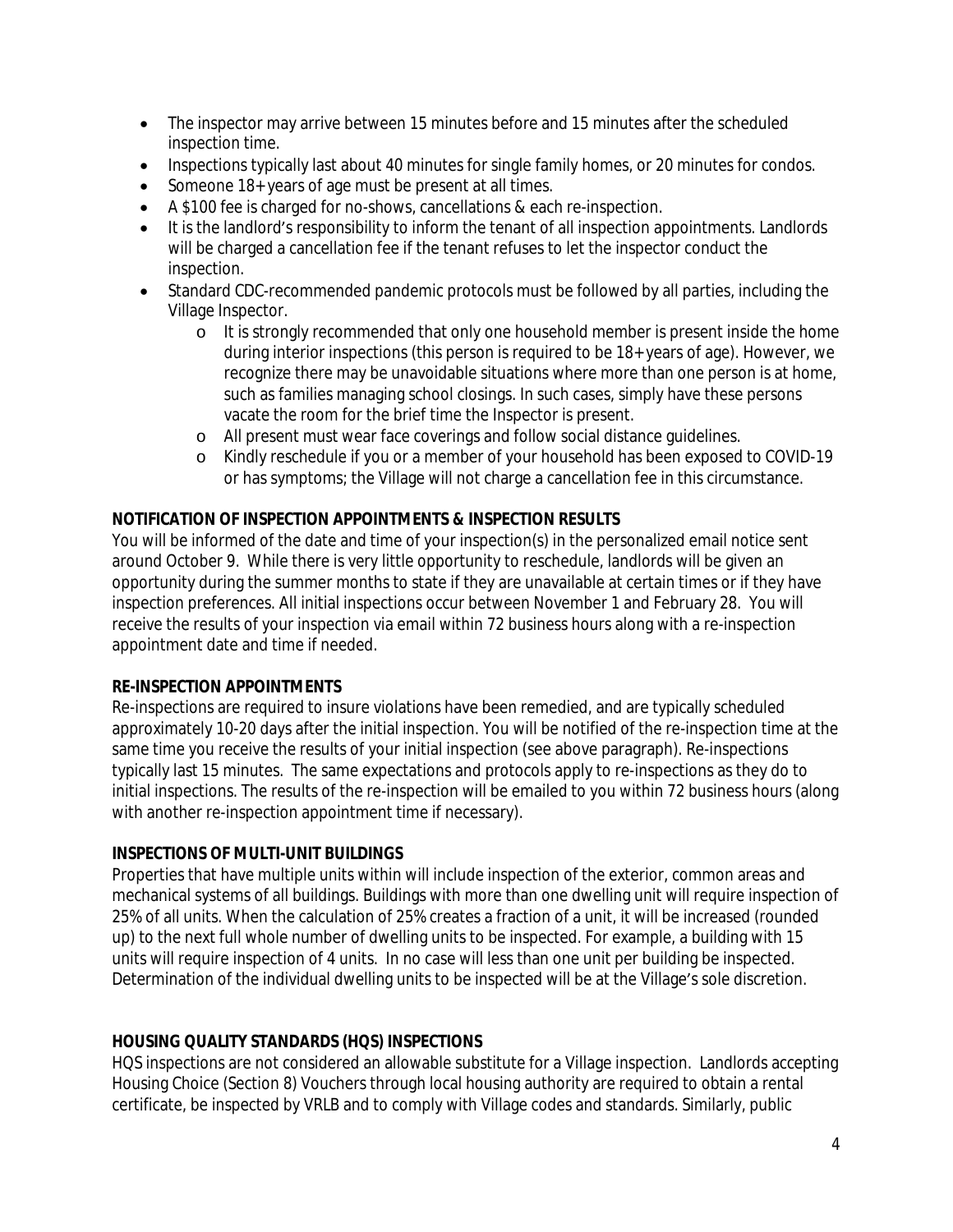- The inspector may arrive between 15 minutes before and 15 minutes after the scheduled inspection time.
- Inspections typically last about 40 minutes for single family homes, or 20 minutes for condos.
- Someone 18+ years of age must be present at all times.
- A $100 fee is charged for no-shows, cancellations & each re-inspection.
- It is the landlord's responsibility to inform the tenant of all inspection appointments. Landlords will be charged a cancellation fee if the tenant refuses to let the inspector conduct the inspection.
- Standard CDC-recommended pandemic protocols must be followed by all parties, including the Village Inspector.
    - It is strongly recommended that only one household member is present inside the home during interior inspections (this person is required to be 18+ years of age). However, we recognize there may be unavoidable situations where more than one person is at home, such as families managing school closings. In such cases, simply have these persons vacate the room for the brief time the Inspector is present.
    - All present must wear face coverings and follow social distance guidelines.
    - Kindly reschedule if you or a member of your household has been exposed to COVID-19 or has symptoms; the Village will not charge a cancellation fee in this circumstance.

**NOTIFICATION OF INSPECTION APPOINTMENTS & INSPECTION RESULTS**

You will be informed of the date and time of your inspection(s) in the personalized email notice sent around October 9. While there is very little opportunity to reschedule, landlords will be given an opportunity during the summer months to state if they are unavailable at certain times or if they have inspection preferences. All initial inspections occur between November 1 and February 28. You will receive the results of your inspection via email within 72 business hours along with a re-inspection appointment date and time if needed.

**RE-INSPECTION APPOINTMENTS**

Re-inspections are required to insure violations have been remedied, and are typically scheduled approximately 10-20 days after the initial inspection. You will be notified of the re-inspection time at the same time you receive the results of your initial inspection (see above paragraph). Re-inspections typically last 15 minutes. The same expectations and protocols apply to re-inspections as they do to initial inspections. The results of the re-inspection will be emailed to you within 72 business hours (along with another re-inspection appointment time if necessary).

**INSPECTIONS OF MULTI-UNIT BUILDINGS**

Properties that have multiple units within will include inspection of the exterior, common areas and mechanical systems of all buildings. Buildings with more than one dwelling unit will require inspection of 25% of all units. When the calculation of 25% creates a fraction of a unit, it will be increased (rounded up) to the next full whole number of dwelling units to be inspected. For example, a building with 15 units will require inspection of 4 units. In no case will less than one unit per building be inspected. Determination of the individual dwelling units to be inspected will be at the Village's sole discretion.

**HOUSING QUALITY STANDARDS (HQS) INSPECTIONS**

HQS inspections are not considered an allowable substitute for a Village inspection. Landlords accepting Housing Choice (Section 8) Vouchers through local housing authority are required to obtain a rental certificate, be inspected by VRLB and to comply with Village codes and standards. Similarly, public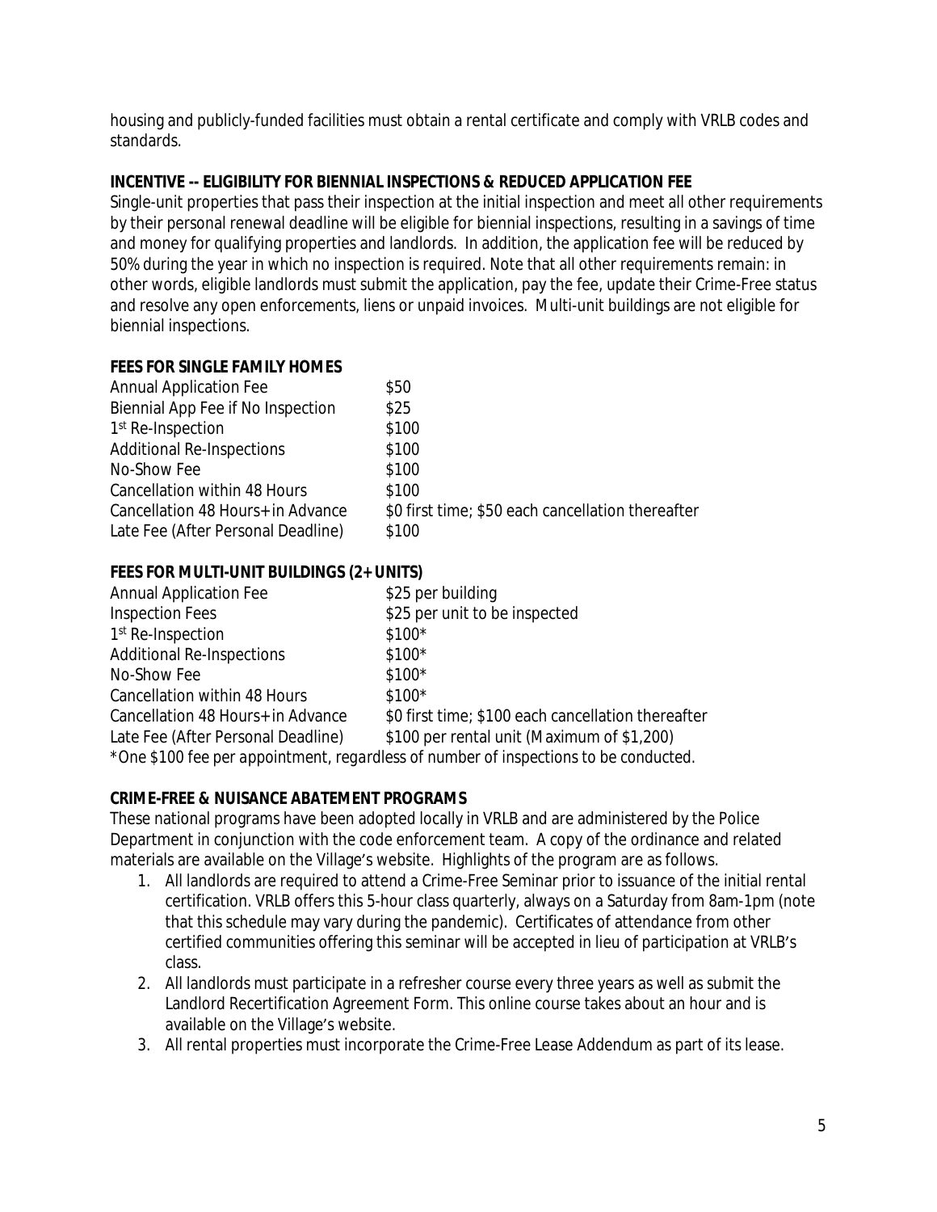housing and publicly-funded facilities must obtain a rental certificate and comply with VRLB codes and standards.

**INCENTIVE -- ELIGIBILITY FOR BIENNIAL INSPECTIONS & REDUCED APPLICATION FEE**

Single-unit properties that pass their inspection at the initial inspection and meet all other requirements by their personal renewal deadline will be eligible for biennial inspections, resulting in a savings of time and money for qualifying properties and landlords. In addition, the application fee will be reduced by 50% during the year in which no inspection is required. Note that all other requirements remain: in other words, eligible landlords must submit the application, pay the fee, update their Crime-Free status and resolve any open enforcements, liens or unpaid invoices. Multi-unit buildings are not eligible for biennial inspections.

**FEES FOR SINGLE FAMILY HOMES**

| | |
|---|---|
| Annual Application Fee | $50 |
| Biennial App Fee if No Inspection | $25 |
| 1st Re-Inspection | $100 |
| Additional Re-Inspections | $100 |
| No-Show Fee | $100 |
| Cancellation within 48 Hours | $100 |
| Cancellation 48 Hours+ in Advance | $0 first time; $50 each cancellation thereafter |
| Late Fee (After Personal Deadline) | $100 |

**FEES FOR MULTI-UNIT BUILDINGS (2+ UNITS)**

| | |
|---|---|
| Annual Application Fee | $25 per building |
| Inspection Fees | $25 per unit to be inspected |
| 1st Re-Inspection | $100* |
| Additional Re-Inspections | $100* |
| No-Show Fee | $100* |
| Cancellation within 48 Hours | $100* |
| Cancellation 48 Hours+ in Advance | $0 first time; $100 each cancellation thereafter |
| Late Fee (After Personal Deadline) | $100 per rental unit (Maximum of $1,200) |

*One $100 fee per appointment, regardless of number of inspections to be conducted.*

**CRIME-FREE & NUISANCE ABATEMENT PROGRAMS**

These national programs have been adopted locally in VRLB and are administered by the Police Department in conjunction with the code enforcement team. A copy of the ordinance and related materials are available on the Village's website. Highlights of the program are as follows.

1. All landlords are required to attend a Crime-Free Seminar prior to issuance of the initial rental certification. VRLB offers this 5-hour class quarterly, always on a Saturday from 8am-1pm (note that this schedule may vary during the pandemic). Certificates of attendance from other certified communities offering this seminar will be accepted in lieu of participation at VRLB's class.
2. All landlords must participate in a refresher course every three years as well as submit the Landlord Recertification Agreement Form. This online course takes about an hour and is available on the Village's website.
3. All rental properties must incorporate the Crime-Free Lease Addendum as part of its lease.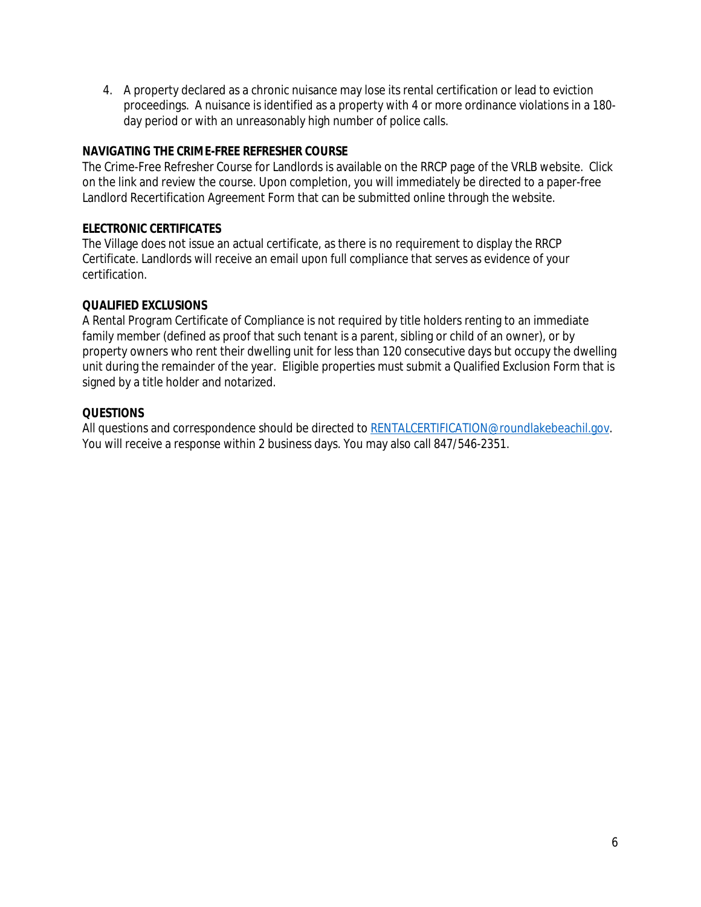4. A property declared as a chronic nuisance may lose its rental certification or lead to eviction proceedings. A nuisance is identified as a property with 4 or more ordinance violations in a 180-day period or with an unreasonably high number of police calls.

**NAVIGATING THE CRIME-FREE REFRESHER COURSE**

The Crime-Free Refresher Course for Landlords is available on the RRCP page of the VRLB website. Click on the link and review the course. Upon completion, you will immediately be directed to a paper-free Landlord Recertification Agreement Form that can be submitted online through the website.

**ELECTRONIC CERTIFICATES**

The Village does not issue an actual certificate, as there is no requirement to display the RRCP Certificate. Landlords will receive an email upon full compliance that serves as evidence of your certification.

**QUALIFIED EXCLUSIONS**

A Rental Program Certificate of Compliance is not required by title holders renting to an immediate family member (defined as proof that such tenant is a parent, sibling or child of an owner), or by property owners who rent their dwelling unit for less than 120 consecutive days but occupy the dwelling unit during the remainder of the year. Eligible properties must submit a Qualified Exclusion Form that is signed by a title holder and notarized.

**QUESTIONS**

All questions and correspondence should be directed to RENTALCERTIFICATION@roundlakebeachil.gov. You will receive a response within 2 business days. You may also call 847/546-2351.